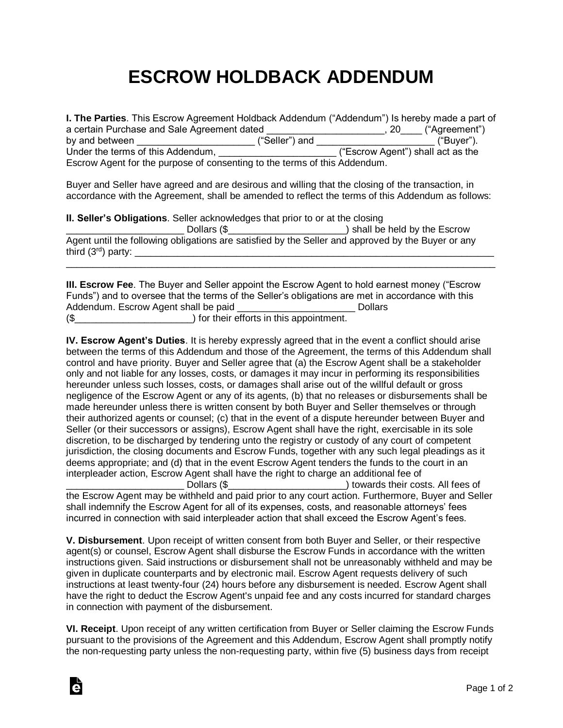# ESCROW HOLDBACK ADDENDUM

**I. The Parties**. This Escrow Agreement Holdback Addendum ("Addendum") Is hereby made a part of a certain Purchase and Sale Agreement dated ______________________, 20____ ("Agreement") by and between ______________________ ("Seller") and ______________________ ("Buyer"). Under the terms of this Addendum, ______________________ ("Escrow Agent") shall act as the Escrow Agent for the purpose of consenting to the terms of this Addendum.

Buyer and Seller have agreed and are desirous and willing that the closing of the transaction, in accordance with the Agreement, shall be amended to reflect the terms of this Addendum as follows:

**II. Seller's Obligations**. Seller acknowledges that prior to or at the closing ______________________ Dollars ($______________________) shall be held by the Escrow Agent until the following obligations are satisfied by the Seller and approved by the Buyer or any third (3rd) party: ______________________________________________________________________
______________________________________________________________________________

**III. Escrow Fee**. The Buyer and Seller appoint the Escrow Agent to hold earnest money ("Escrow Funds") and to oversee that the terms of the Seller's obligations are met in accordance with this Addendum. Escrow Agent shall be paid ______________________ Dollars ($______________________) for their efforts in this appointment.

**IV. Escrow Agent's Duties**. It is hereby expressly agreed that in the event a conflict should arise between the terms of this Addendum and those of the Agreement, the terms of this Addendum shall control and have priority. Buyer and Seller agree that (a) the Escrow Agent shall be a stakeholder only and not liable for any losses, costs, or damages it may incur in performing its responsibilities hereunder unless such losses, costs, or damages shall arise out of the willful default or gross negligence of the Escrow Agent or any of its agents, (b) that no releases or disbursements shall be made hereunder unless there is written consent by both Buyer and Seller themselves or through their authorized agents or counsel; (c) that in the event of a dispute hereunder between Buyer and Seller (or their successors or assigns), Escrow Agent shall have the right, exercisable in its sole discretion, to be discharged by tendering unto the registry or custody of any court of competent jurisdiction, the closing documents and Escrow Funds, together with any such legal pleadings as it deems appropriate; and (d) that in the event Escrow Agent tenders the funds to the court in an interpleader action, Escrow Agent shall have the right to charge an additional fee of ______________________ Dollars ($______________________) towards their costs. All fees of the Escrow Agent may be withheld and paid prior to any court action. Furthermore, Buyer and Seller shall indemnify the Escrow Agent for all of its expenses, costs, and reasonable attorneys' fees incurred in connection with said interpleader action that shall exceed the Escrow Agent's fees.

**V. Disbursement**. Upon receipt of written consent from both Buyer and Seller, or their respective agent(s) or counsel, Escrow Agent shall disburse the Escrow Funds in accordance with the written instructions given. Said instructions or disbursement shall not be unreasonably withheld and may be given in duplicate counterparts and by electronic mail. Escrow Agent requests delivery of such instructions at least twenty-four (24) hours before any disbursement is needed. Escrow Agent shall have the right to deduct the Escrow Agent's unpaid fee and any costs incurred for standard charges in connection with payment of the disbursement.

**VI. Receipt**. Upon receipt of any written certification from Buyer or Seller claiming the Escrow Funds pursuant to the provisions of the Agreement and this Addendum, Escrow Agent shall promptly notify the non-requesting party unless the non-requesting party, within five (5) business days from receipt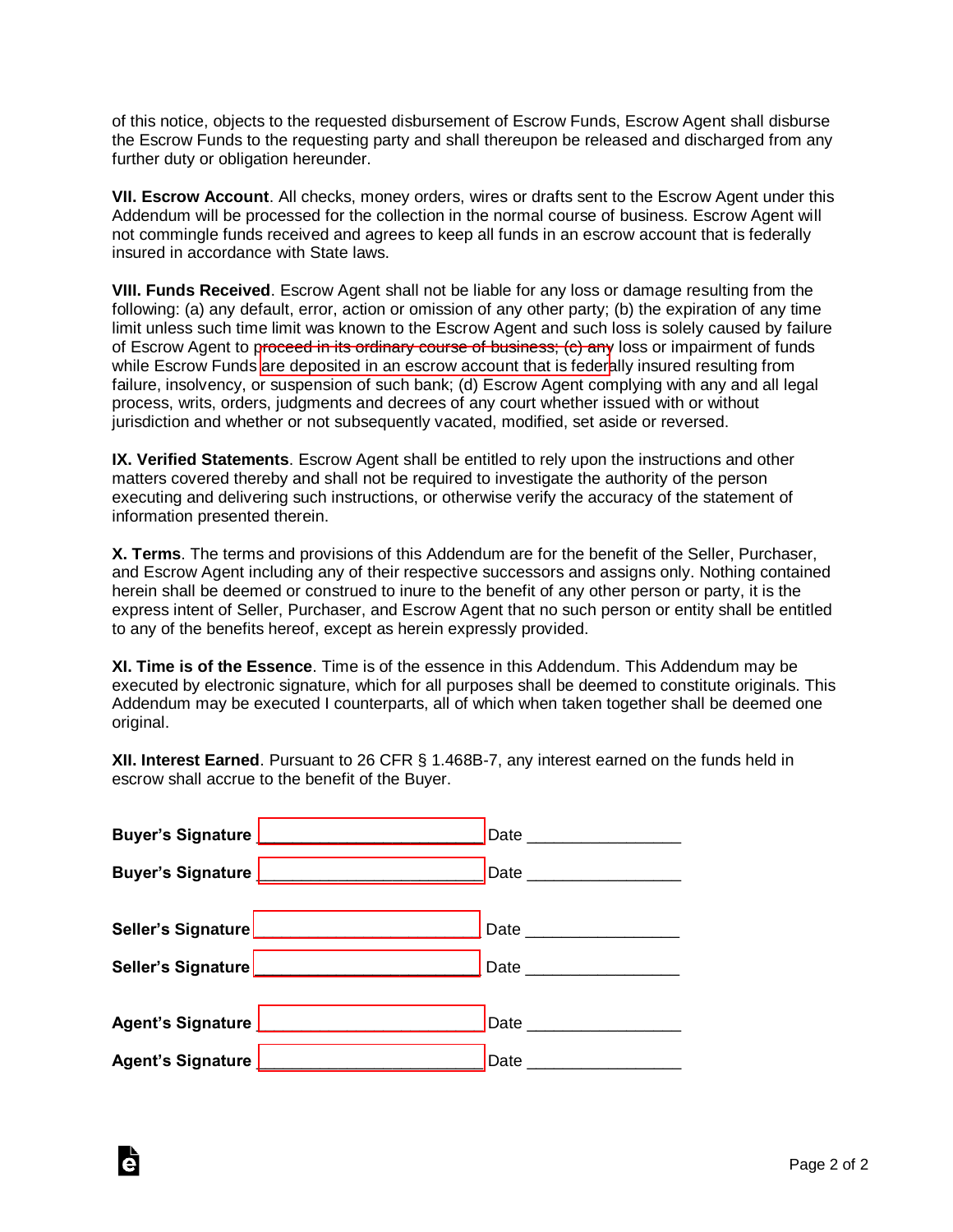of this notice, objects to the requested disbursement of Escrow Funds, Escrow Agent shall disburse the Escrow Funds to the requesting party and shall thereupon be released and discharged from any further duty or obligation hereunder.

**VII. Escrow Account**. All checks, money orders, wires or drafts sent to the Escrow Agent under this Addendum will be processed for the collection in the normal course of business. Escrow Agent will not commingle funds received and agrees to keep all funds in an escrow account that is federally insured in accordance with State laws.

**VIII. Funds Received**. Escrow Agent shall not be liable for any loss or damage resulting from the following: (a) any default, error, action or omission of any other party; (b) the expiration of any time limit unless such time limit was known to the Escrow Agent and such loss is solely caused by failure of Escrow Agent to proceed in its ordinary course of business; (c) any loss or impairment of funds while Escrow Funds are deposited in an escrow account that is federally insured resulting from failure, insolvency, or suspension of such bank; (d) Escrow Agent complying with any and all legal process, writs, orders, judgments and decrees of any court whether issued with or without jurisdiction and whether or not subsequently vacated, modified, set aside or reversed.

**IX. Verified Statements**. Escrow Agent shall be entitled to rely upon the instructions and other matters covered thereby and shall not be required to investigate the authority of the person executing and delivering such instructions, or otherwise verify the accuracy of the statement of information presented therein.

**X. Terms**. The terms and provisions of this Addendum are for the benefit of the Seller, Purchaser, and Escrow Agent including any of their respective successors and assigns only. Nothing contained herein shall be deemed or construed to inure to the benefit of any other person or party, it is the express intent of Seller, Purchaser, and Escrow Agent that no such person or entity shall be entitled to any of the benefits hereof, except as herein expressly provided.

**XI. Time is of the Essence**. Time is of the essence in this Addendum. This Addendum may be executed by electronic signature, which for all purposes shall be deemed to constitute originals. This Addendum may be executed I counterparts, all of which when taken together shall be deemed one original.

**XII. Interest Earned**. Pursuant to 26 CFR § 1.468B-7, any interest earned on the funds held in escrow shall accrue to the benefit of the Buyer.

**Buyer's Signature** ________________________ Date ________________

**Buyer's Signature** ________________________ Date ________________

**Seller's Signature** ________________________ Date ________________

**Seller's Signature** ________________________ Date ________________

**Agent's Signature** ________________________ Date ________________

**Agent's Signature** ________________________ Date ________________